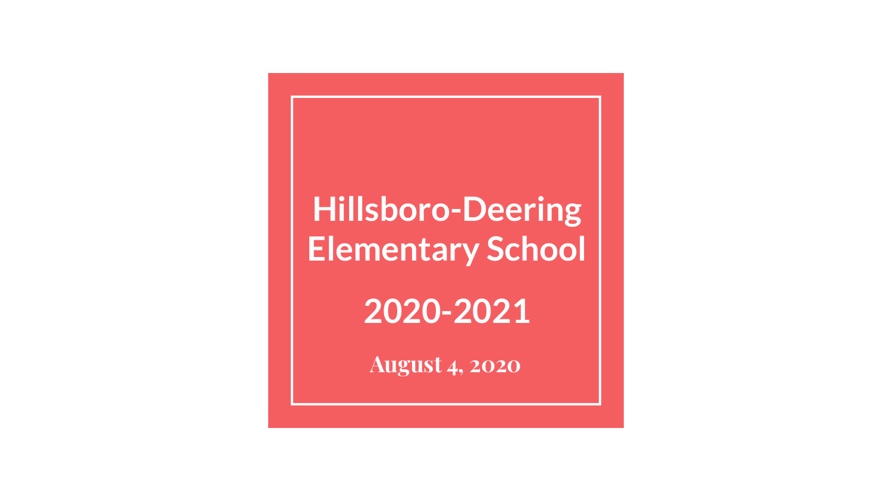# Hillsboro-Deering Elementary School

## 2020-2021

**August 4, 2020**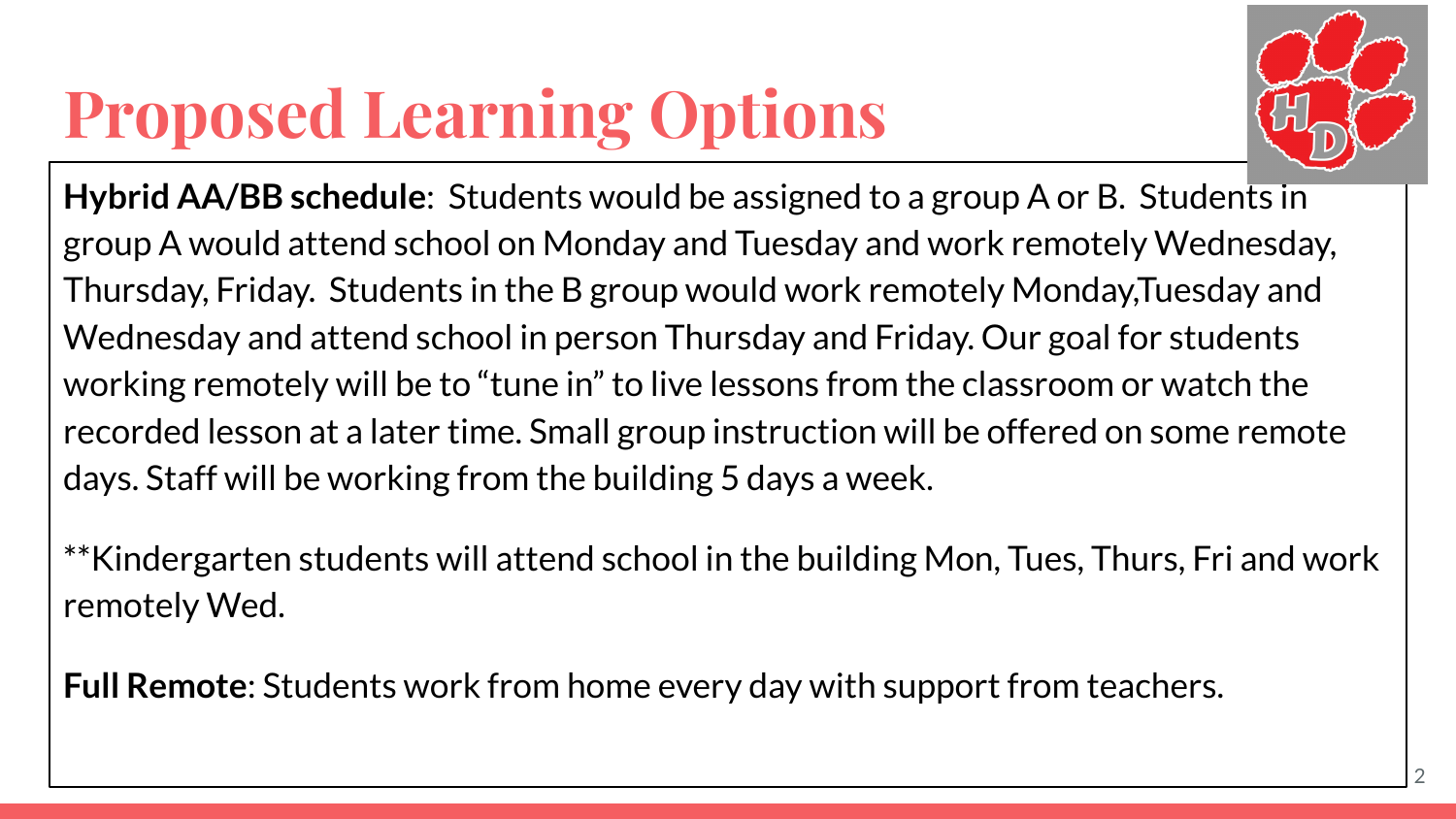# Proposed Learning Options

**Hybrid AA/BB schedule**: Students would be assigned to a group A or B. Students in group A would attend school on Monday and Tuesday and work remotely Wednesday, Thursday, Friday. Students in the B group would work remotely Monday,Tuesday and Wednesday and attend school in person Thursday and Friday. Our goal for students working remotely will be to "tune in" to live lessons from the classroom or watch the recorded lesson at a later time. Small group instruction will be offered on some remote days. Staff will be working from the building 5 days a week.

**Kindergarten students will attend school in the building Mon, Tues, Thurs, Fri and work remotely Wed.

**Full Remote**: Students work from home every day with support from teachers.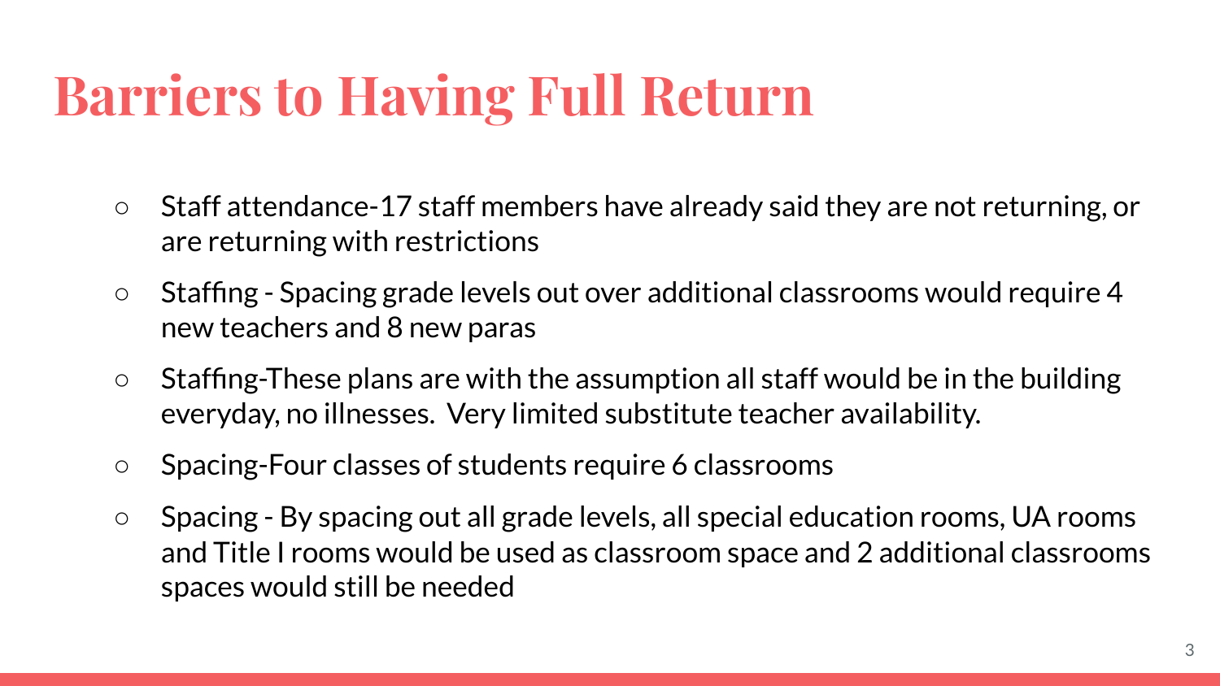# Barriers to Having Full Return

- Staff attendance-17 staff members have already said they are not returning, or are returning with restrictions
- Staffing - Spacing grade levels out over additional classrooms would require 4 new teachers and 8 new paras
- Staffing-These plans are with the assumption all staff would be in the building everyday, no illnesses. Very limited substitute teacher availability.
- Spacing-Four classes of students require 6 classrooms
- Spacing - By spacing out all grade levels, all special education rooms, UA rooms and Title I rooms would be used as classroom space and 2 additional classrooms spaces would still be needed